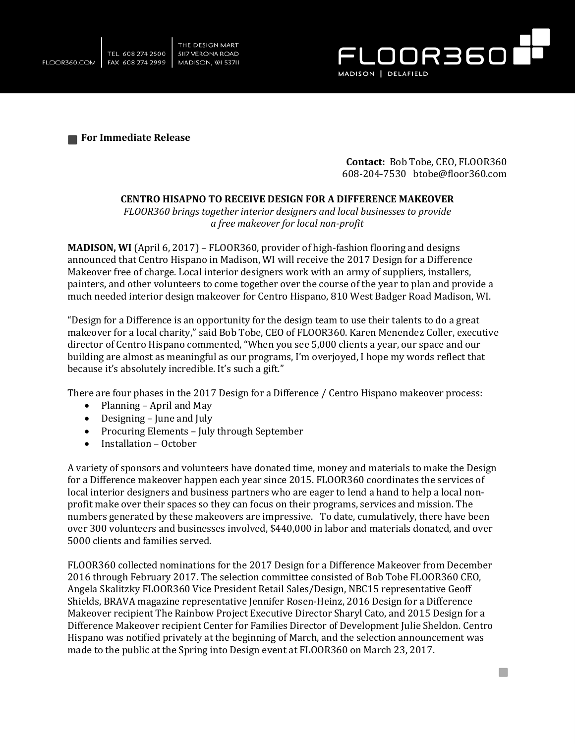FLOOR360.COM | TEL 608 274 2500 | FAX 608 274 2999 | THE DESIGN MART 5117 VERONA ROAD MADISON, WI 53711

FLOOR360
MADISON | DELAFIELD

**For Immediate Release**

**Contact:** Bob Tobe, CEO, FLOOR360
608-204-7530 btobe@floor360.com

**CENTRO HISAPNO TO RECEIVE DESIGN FOR A DIFFERENCE MAKEOVER**

*FLOOR360 brings together interior designers and local businesses to provide a free makeover for local non-profit*

**MADISON, WI** (April 6, 2017) – FLOOR360, provider of high-fashion flooring and designs announced that Centro Hispano in Madison, WI will receive the 2017 Design for a Difference Makeover free of charge. Local interior designers work with an army of suppliers, installers, painters, and other volunteers to come together over the course of the year to plan and provide a much needed interior design makeover for Centro Hispano, 810 West Badger Road Madison, WI.

"Design for a Difference is an opportunity for the design team to use their talents to do a great makeover for a local charity," said Bob Tobe, CEO of FLOOR360. Karen Menendez Coller, executive director of Centro Hispano commented, "When you see 5,000 clients a year, our space and our building are almost as meaningful as our programs, I'm overjoyed, I hope my words reflect that because it's absolutely incredible. It's such a gift."

There are four phases in the 2017 Design for a Difference / Centro Hispano makeover process:

- Planning – April and May
- Designing – June and July
- Procuring Elements – July through September
- Installation – October

A variety of sponsors and volunteers have donated time, money and materials to make the Design for a Difference makeover happen each year since 2015. FLOOR360 coordinates the services of local interior designers and business partners who are eager to lend a hand to help a local non-profit make over their spaces so they can focus on their programs, services and mission. The numbers generated by these makeovers are impressive. To date, cumulatively, there have been over 300 volunteers and businesses involved, $440,000 in labor and materials donated, and over 5000 clients and families served.

FLOOR360 collected nominations for the 2017 Design for a Difference Makeover from December 2016 through February 2017. The selection committee consisted of Bob Tobe FLOOR360 CEO, Angela Skalitzky FLOOR360 Vice President Retail Sales/Design, NBC15 representative Geoff Shields, BRAVA magazine representative Jennifer Rosen-Heinz, 2016 Design for a Difference Makeover recipient The Rainbow Project Executive Director Sharyl Cato, and 2015 Design for a Difference Makeover recipient Center for Families Director of Development Julie Sheldon. Centro Hispano was notified privately at the beginning of March, and the selection announcement was made to the public at the Spring into Design event at FLOOR360 on March 23, 2017.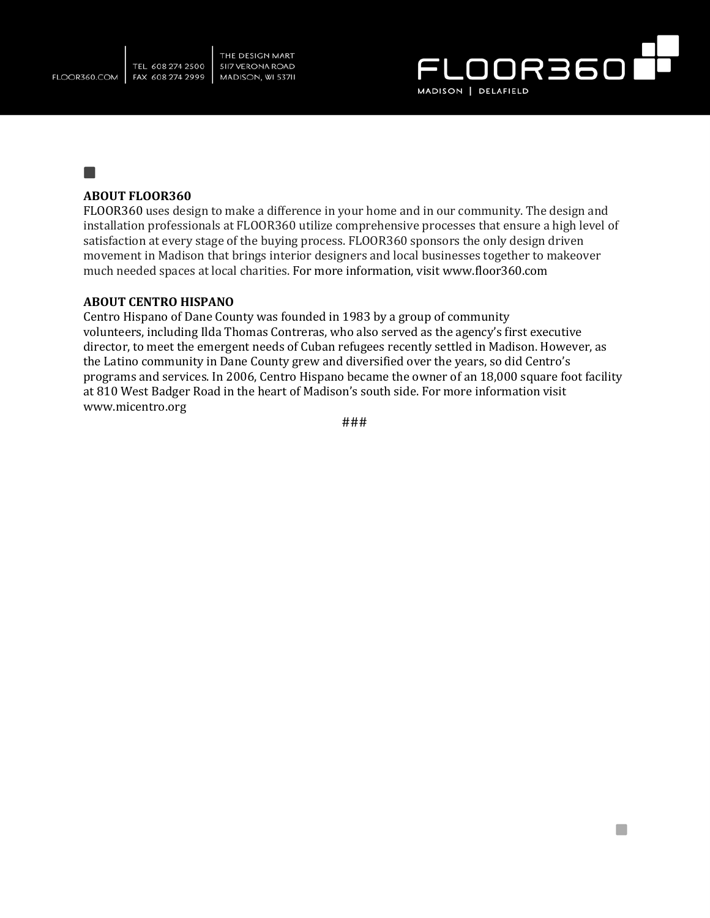**ABOUT FLOOR360**
FLOOR360 uses design to make a difference in your home and in our community. The design and installation professionals at FLOOR360 utilize comprehensive processes that ensure a high level of satisfaction at every stage of the buying process. FLOOR360 sponsors the only design driven movement in Madison that brings interior designers and local businesses together to makeover much needed spaces at local charities. For more information, visit www.floor360.com

**ABOUT CENTRO HISPANO**
Centro Hispano of Dane County was founded in 1983 by a group of community volunteers, including Ilda Thomas Contreras, who also served as the agency's first executive director, to meet the emergent needs of Cuban refugees recently settled in Madison. However, as the Latino community in Dane County grew and diversified over the years, so did Centro's programs and services. In 2006, Centro Hispano became the owner of an 18,000 square foot facility at 810 West Badger Road in the heart of Madison's south side. For more information visit www.micentro.org

###